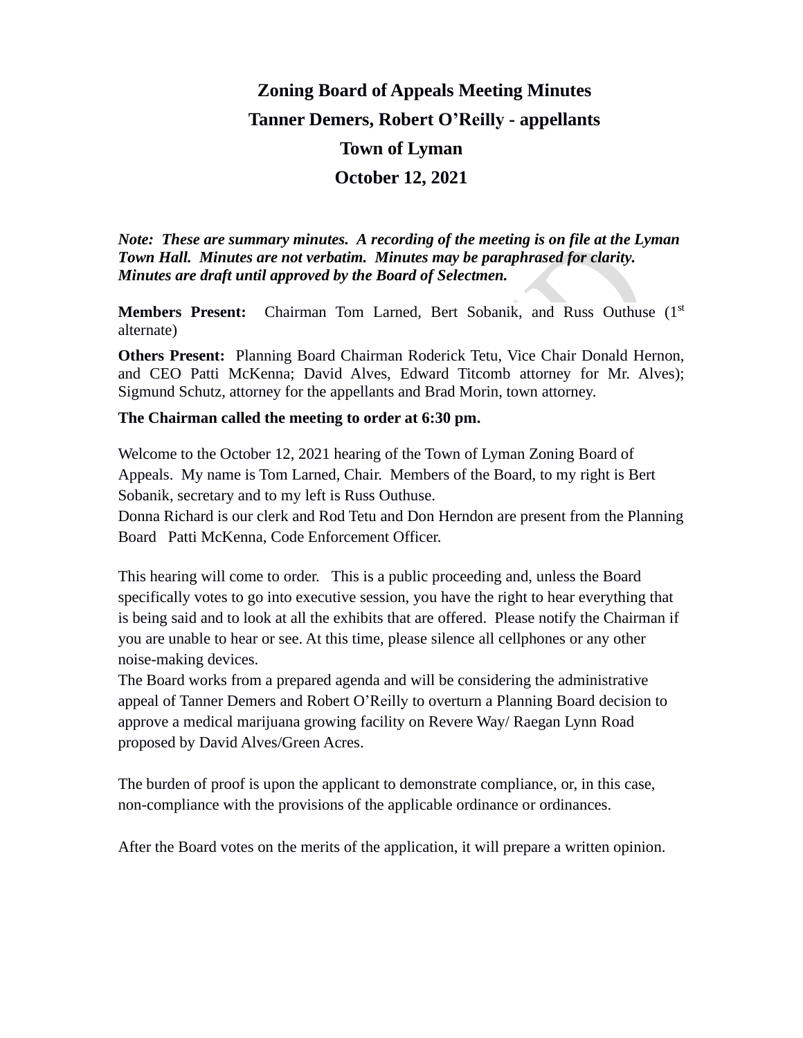# Zoning Board of Appeals Meeting Minutes

## Tanner Demers, Robert O'Reilly - appellants

## Town of Lyman

## October 12, 2021

***Note: These are summary minutes. A recording of the meeting is on file at the Lyman Town Hall. Minutes are not verbatim. Minutes may be paraphrased for clarity. Minutes are draft until approved by the Board of Selectmen.***

**Members Present:** Chairman Tom Larned, Bert Sobanik, and Russ Outhuse (1st alternate)

**Others Present:** Planning Board Chairman Roderick Tetu, Vice Chair Donald Hernon, and CEO Patti McKenna; David Alves, Edward Titcomb attorney for Mr. Alves); Sigmund Schutz, attorney for the appellants and Brad Morin, town attorney.

**The Chairman called the meeting to order at 6:30 pm.**

Welcome to the October 12, 2021 hearing of the Town of Lyman Zoning Board of Appeals. My name is Tom Larned, Chair. Members of the Board, to my right is Bert Sobanik, secretary and to my left is Russ Outhuse.
Donna Richard is our clerk and Rod Tetu and Don Herndon are present from the Planning Board Patti McKenna, Code Enforcement Officer.

This hearing will come to order. This is a public proceeding and, unless the Board specifically votes to go into executive session, you have the right to hear everything that is being said and to look at all the exhibits that are offered. Please notify the Chairman if you are unable to hear or see. At this time, please silence all cellphones or any other noise-making devices.
The Board works from a prepared agenda and will be considering the administrative appeal of Tanner Demers and Robert O'Reilly to overturn a Planning Board decision to approve a medical marijuana growing facility on Revere Way/ Raegan Lynn Road proposed by David Alves/Green Acres.

The burden of proof is upon the applicant to demonstrate compliance, or, in this case, non-compliance with the provisions of the applicable ordinance or ordinances.

After the Board votes on the merits of the application, it will prepare a written opinion.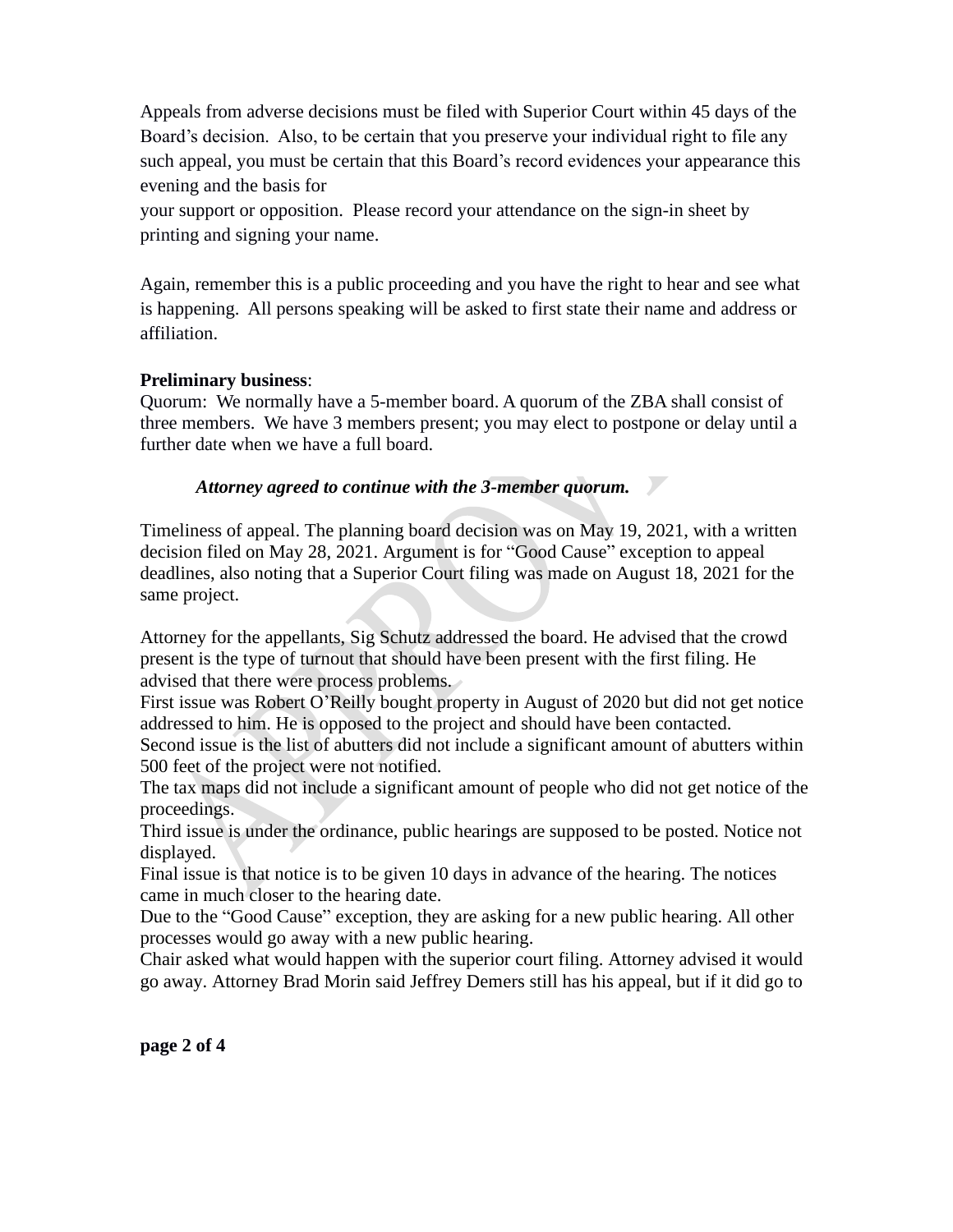Appeals from adverse decisions must be filed with Superior Court within 45 days of the Board's decision. Also, to be certain that you preserve your individual right to file any such appeal, you must be certain that this Board's record evidences your appearance this evening and the basis for
your support or opposition. Please record your attendance on the sign-in sheet by printing and signing your name.

Again, remember this is a public proceeding and you have the right to hear and see what is happening. All persons speaking will be asked to first state their name and address or affiliation.

**Preliminary business**:
Quorum: We normally have a 5-member board. A quorum of the ZBA shall consist of three members. We have 3 members present; you may elect to postpone or delay until a further date when we have a full board.

> ***Attorney agreed to continue with the 3-member quorum.***

Timeliness of appeal. The planning board decision was on May 19, 2021, with a written decision filed on May 28, 2021. Argument is for "Good Cause" exception to appeal deadlines, also noting that a Superior Court filing was made on August 18, 2021 for the same project.

Attorney for the appellants, Sig Schutz addressed the board. He advised that the crowd present is the type of turnout that should have been present with the first filing. He advised that there were process problems.
First issue was Robert O'Reilly bought property in August of 2020 but did not get notice addressed to him. He is opposed to the project and should have been contacted.
Second issue is the list of abutters did not include a significant amount of abutters within 500 feet of the project were not notified.
The tax maps did not include a significant amount of people who did not get notice of the proceedings.
Third issue is under the ordinance, public hearings are supposed to be posted. Notice not displayed.
Final issue is that notice is to be given 10 days in advance of the hearing. The notices came in much closer to the hearing date.
Due to the "Good Cause" exception, they are asking for a new public hearing. All other processes would go away with a new public hearing.
Chair asked what would happen with the superior court filing. Attorney advised it would go away. Attorney Brad Morin said Jeffrey Demers still has his appeal, but if it did go to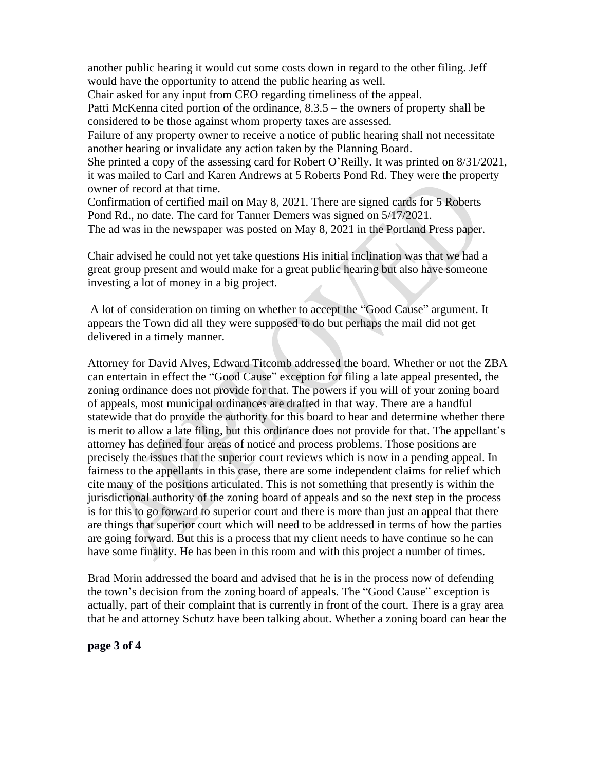another public hearing it would cut some costs down in regard to the other filing. Jeff would have the opportunity to attend the public hearing as well.

Chair asked for any input from CEO regarding timeliness of the appeal.

Patti McKenna cited portion of the ordinance, 8.3.5 – the owners of property shall be considered to be those against whom property taxes are assessed.

Failure of any property owner to receive a notice of public hearing shall not necessitate another hearing or invalidate any action taken by the Planning Board.

She printed a copy of the assessing card for Robert O'Reilly. It was printed on 8/31/2021, it was mailed to Carl and Karen Andrews at 5 Roberts Pond Rd. They were the property owner of record at that time.

Confirmation of certified mail on May 8, 2021. There are signed cards for 5 Roberts Pond Rd., no date. The card for Tanner Demers was signed on 5/17/2021.

The ad was in the newspaper was posted on May 8, 2021 in the Portland Press paper.

Chair advised he could not yet take questions His initial inclination was that we had a great group present and would make for a great public hearing but also have someone investing a lot of money in a big project.

A lot of consideration on timing on whether to accept the "Good Cause" argument. It appears the Town did all they were supposed to do but perhaps the mail did not get delivered in a timely manner.

Attorney for David Alves, Edward Titcomb addressed the board. Whether or not the ZBA can entertain in effect the "Good Cause" exception for filing a late appeal presented, the zoning ordinance does not provide for that. The powers if you will of your zoning board of appeals, most municipal ordinances are drafted in that way. There are a handful statewide that do provide the authority for this board to hear and determine whether there is merit to allow a late filing, but this ordinance does not provide for that. The appellant's attorney has defined four areas of notice and process problems. Those positions are precisely the issues that the superior court reviews which is now in a pending appeal. In fairness to the appellants in this case, there are some independent claims for relief which cite many of the positions articulated. This is not something that presently is within the jurisdictional authority of the zoning board of appeals and so the next step in the process is for this to go forward to superior court and there is more than just an appeal that there are things that superior court which will need to be addressed in terms of how the parties are going forward. But this is a process that my client needs to have continue so he can have some finality. He has been in this room and with this project a number of times.

Brad Morin addressed the board and advised that he is in the process now of defending the town's decision from the zoning board of appeals. The "Good Cause" exception is actually, part of their complaint that is currently in front of the court. There is a gray area that he and attorney Schutz have been talking about. Whether a zoning board can hear the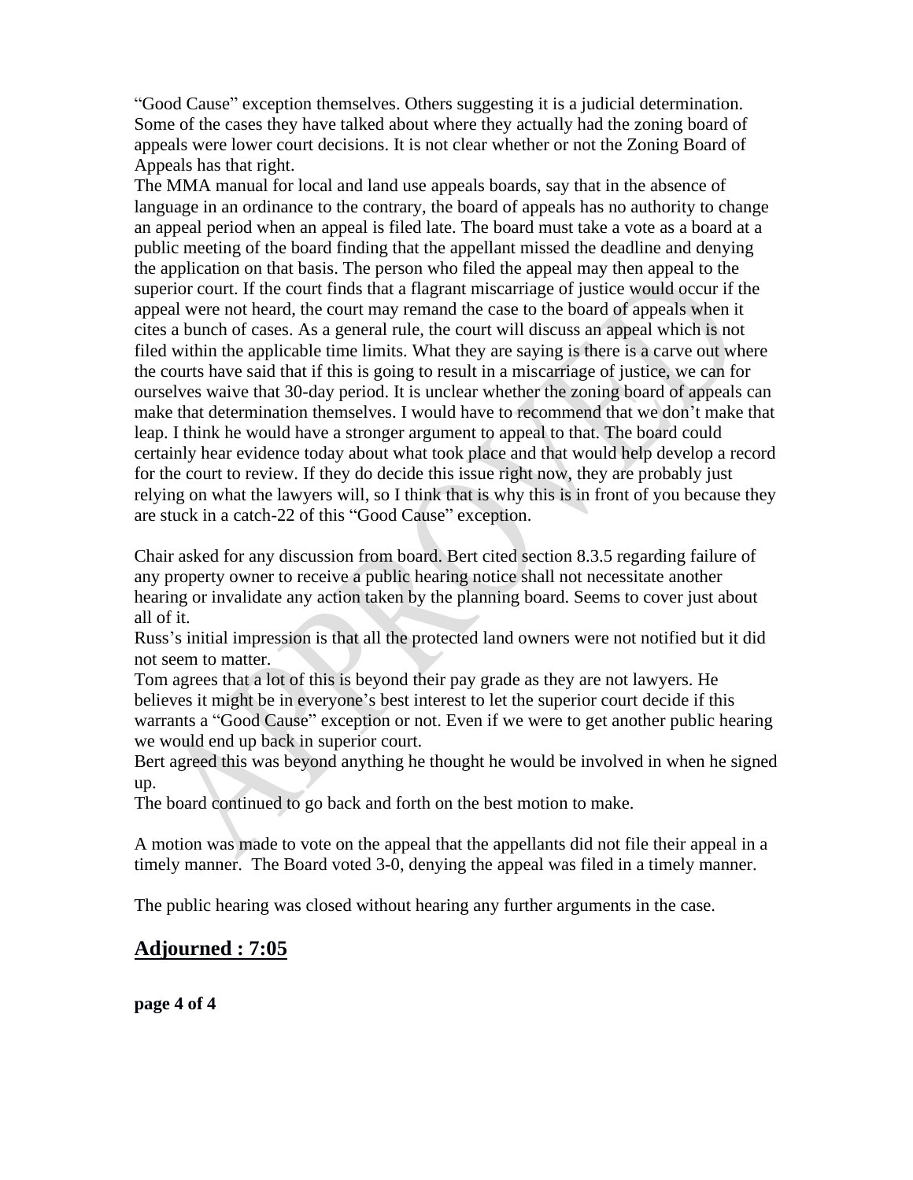"Good Cause" exception themselves. Others suggesting it is a judicial determination. Some of the cases they have talked about where they actually had the zoning board of appeals were lower court decisions. It is not clear whether or not the Zoning Board of Appeals has that right.

The MMA manual for local and land use appeals boards, say that in the absence of language in an ordinance to the contrary, the board of appeals has no authority to change an appeal period when an appeal is filed late. The board must take a vote as a board at a public meeting of the board finding that the appellant missed the deadline and denying the application on that basis. The person who filed the appeal may then appeal to the superior court. If the court finds that a flagrant miscarriage of justice would occur if the appeal were not heard, the court may remand the case to the board of appeals when it cites a bunch of cases. As a general rule, the court will discuss an appeal which is not filed within the applicable time limits. What they are saying is there is a carve out where the courts have said that if this is going to result in a miscarriage of justice, we can for ourselves waive that 30-day period. It is unclear whether the zoning board of appeals can make that determination themselves. I would have to recommend that we don't make that leap. I think he would have a stronger argument to appeal to that. The board could certainly hear evidence today about what took place and that would help develop a record for the court to review. If they do decide this issue right now, they are probably just relying on what the lawyers will, so I think that is why this is in front of you because they are stuck in a catch-22 of this "Good Cause" exception.

Chair asked for any discussion from board. Bert cited section 8.3.5 regarding failure of any property owner to receive a public hearing notice shall not necessitate another hearing or invalidate any action taken by the planning board. Seems to cover just about all of it.

Russ's initial impression is that all the protected land owners were not notified but it did not seem to matter.

Tom agrees that a lot of this is beyond their pay grade as they are not lawyers. He believes it might be in everyone's best interest to let the superior court decide if this warrants a "Good Cause" exception or not. Even if we were to get another public hearing we would end up back in superior court.

Bert agreed this was beyond anything he thought he would be involved in when he signed up.

The board continued to go back and forth on the best motion to make.

A motion was made to vote on the appeal that the appellants did not file their appeal in a timely manner. The Board voted 3-0, denying the appeal was filed in a timely manner.

The public hearing was closed without hearing any further arguments in the case.

## **Adjourned : 7:05**